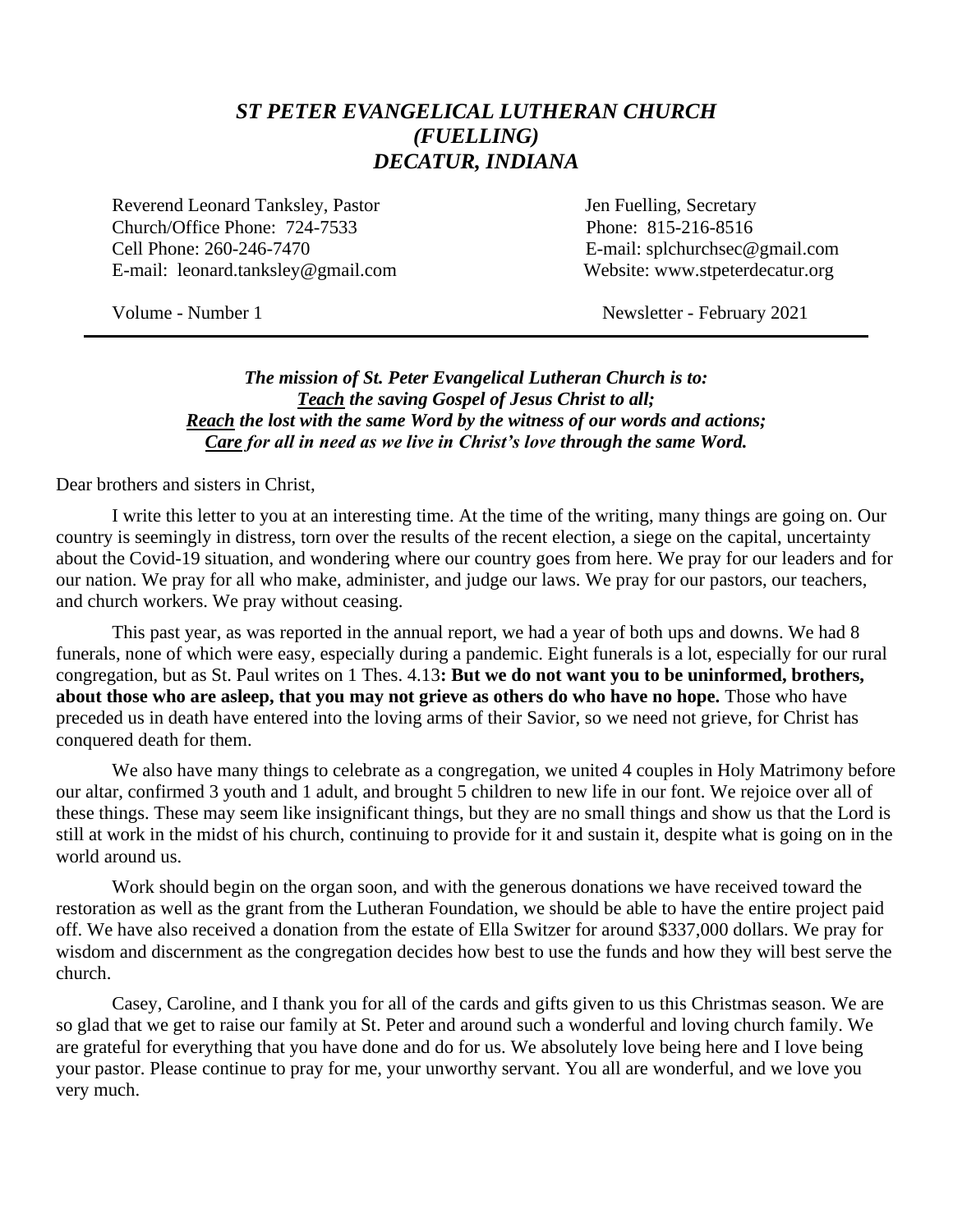# *ST PETER EVANGELICAL LUTHERAN CHURCH (FUELLING) DECATUR, INDIANA*

Reverend Leonard Tanksley, Pastor
Church/Office Phone: 724-7533
Cell Phone: 260-246-7470
E-mail: leonard.tanksley@gmail.com

Jen Fuelling, Secretary
Phone: 815-216-8516
E-mail: splchurchsec@gmail.com
Website: www.stpeterdecatur.org

Volume - Number 1

Newsletter - February 2021

---

***The mission of St. Peter Evangelical Lutheran Church is to:***
***<u>Teach</u> the saving Gospel of Jesus Christ to all;***
***<u>Reach</u> the lost with the same Word by the witness of our words and actions;***
***<u>Care</u> for all in need as we live in Christ's love through the same Word.***

Dear brothers and sisters in Christ,

I write this letter to you at an interesting time. At the time of the writing, many things are going on. Our country is seemingly in distress, torn over the results of the recent election, a siege on the capital, uncertainty about the Covid-19 situation, and wondering where our country goes from here. We pray for our leaders and for our nation. We pray for all who make, administer, and judge our laws. We pray for our pastors, our teachers, and church workers. We pray without ceasing.

This past year, as was reported in the annual report, we had a year of both ups and downs. We had 8 funerals, none of which were easy, especially during a pandemic. Eight funerals is a lot, especially for our rural congregation, but as St. Paul writes on 1 Thes. 4.13**: But we do not want you to be uninformed, brothers, about those who are asleep, that you may not grieve as others do who have no hope.** Those who have preceded us in death have entered into the loving arms of their Savior, so we need not grieve, for Christ has conquered death for them.

We also have many things to celebrate as a congregation, we united 4 couples in Holy Matrimony before our altar, confirmed 3 youth and 1 adult, and brought 5 children to new life in our font. We rejoice over all of these things. These may seem like insignificant things, but they are no small things and show us that the Lord is still at work in the midst of his church, continuing to provide for it and sustain it, despite what is going on in the world around us.

Work should begin on the organ soon, and with the generous donations we have received toward the restoration as well as the grant from the Lutheran Foundation, we should be able to have the entire project paid off. We have also received a donation from the estate of Ella Switzer for around $337,000 dollars. We pray for wisdom and discernment as the congregation decides how best to use the funds and how they will best serve the church.

Casey, Caroline, and I thank you for all of the cards and gifts given to us this Christmas season. We are so glad that we get to raise our family at St. Peter and around such a wonderful and loving church family. We are grateful for everything that you have done and do for us. We absolutely love being here and I love being your pastor. Please continue to pray for me, your unworthy servant. You all are wonderful, and we love you very much.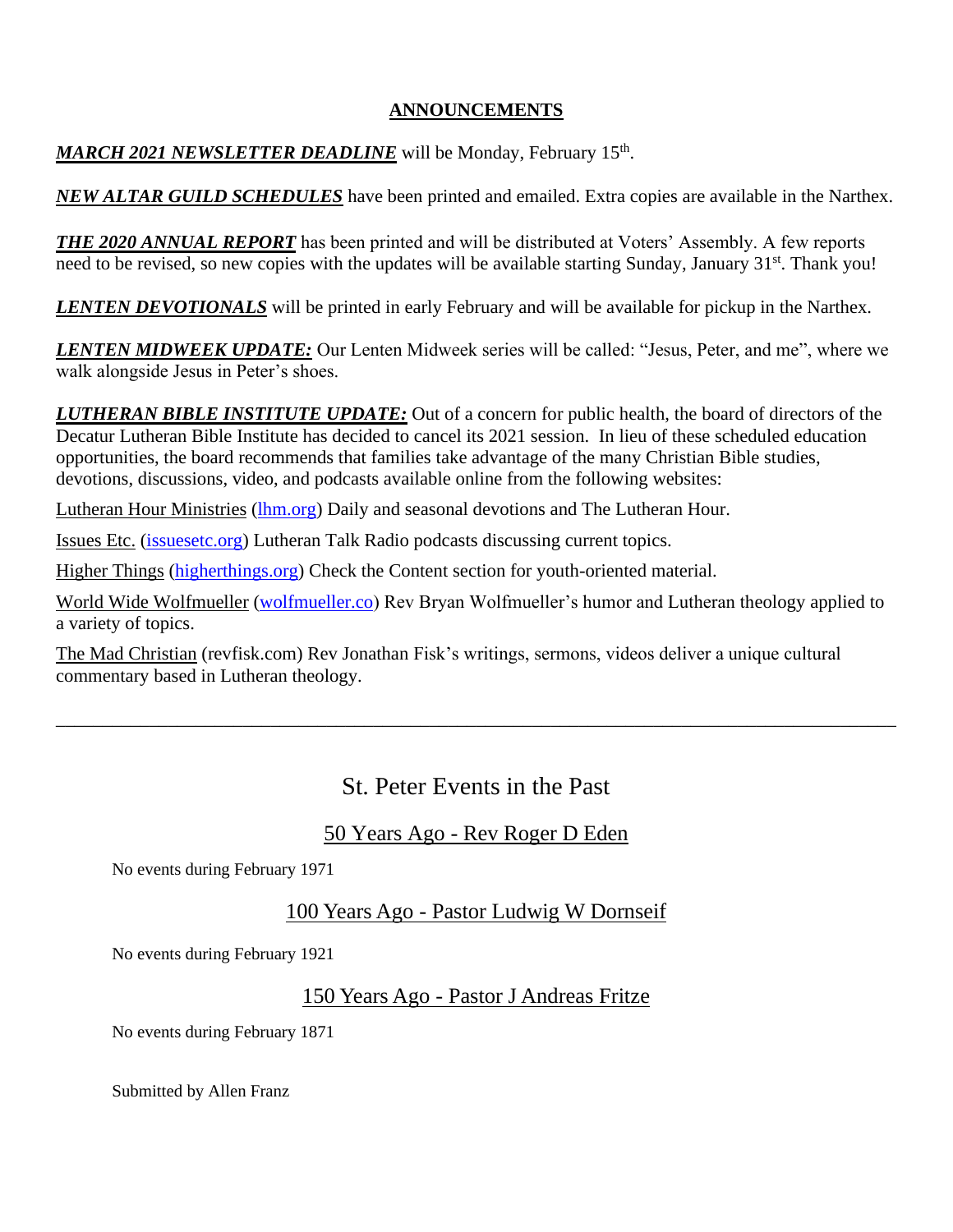## ANNOUNCEMENTS

***MARCH 2021 NEWSLETTER DEADLINE*** will be Monday, February 15th.

***NEW ALTAR GUILD SCHEDULES*** have been printed and emailed. Extra copies are available in the Narthex.

***THE 2020 ANNUAL REPORT*** has been printed and will be distributed at Voters' Assembly. A few reports need to be revised, so new copies with the updates will be available starting Sunday, January 31st. Thank you!

***LENTEN DEVOTIONALS*** will be printed in early February and will be available for pickup in the Narthex.

***LENTEN MIDWEEK UPDATE:*** Our Lenten Midweek series will be called: "Jesus, Peter, and me", where we walk alongside Jesus in Peter's shoes.

***LUTHERAN BIBLE INSTITUTE UPDATE:*** Out of a concern for public health, the board of directors of the Decatur Lutheran Bible Institute has decided to cancel its 2021 session. In lieu of these scheduled education opportunities, the board recommends that families take advantage of the many Christian Bible studies, devotions, discussions, video, and podcasts available online from the following websites:

Lutheran Hour Ministries (lhm.org) Daily and seasonal devotions and The Lutheran Hour.

Issues Etc. (issuesetc.org) Lutheran Talk Radio podcasts discussing current topics.

Higher Things (higherthings.org) Check the Content section for youth-oriented material.

World Wide Wolfmueller (wolfmueller.co) Rev Bryan Wolfmueller's humor and Lutheran theology applied to a variety of topics.

The Mad Christian (revfisk.com) Rev Jonathan Fisk's writings, sermons, videos deliver a unique cultural commentary based in Lutheran theology.

---

## St. Peter Events in the Past

### 50 Years Ago - Rev Roger D Eden

No events during February 1971

### 100 Years Ago - Pastor Ludwig W Dornseif

No events during February 1921

### 150 Years Ago - Pastor J Andreas Fritze

No events during February 1871

Submitted by Allen Franz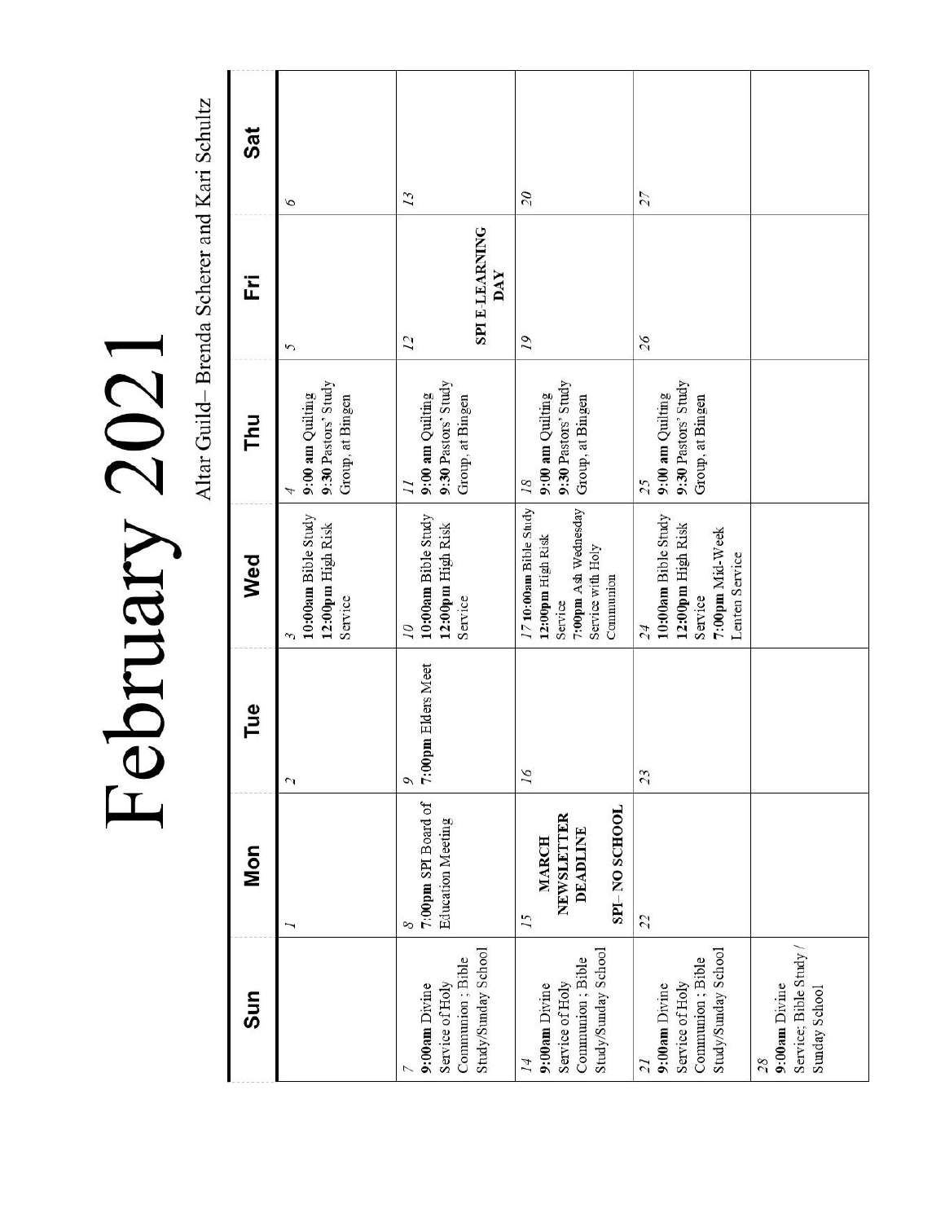# February 2021

Altar Guild– Brenda Scherer and Kari Schultz

| Sun | Mon | Tue | Wed | Thu | Fri | Sat |
|---|---|---|---|---|---|---|
| | 1 | 2 | 3 **10:00am** Bible Study **12:00pm** High Risk Service | 4 **9:00 am** Quilting **9:30** Pastors' Study Group, at Bingen | 5 | 6 |
| 7 **9:00am** Divine Service of Holy Communion ; Bible Study/Sunday School | 8 **7:00pm** SPI Board of Education Meeting | 9 **7:00pm** Elders Meet | 10 **10:00am** Bible Study **12:00pm** High Risk Service | 11 **9:00 am** Quilting **9:30** Pastors' Study Group, at Bingen | 12 **SPI E-LEARNING DAY** | 13 |
| 14 **9:00am** Divine Service of Holy Communion ; Bible Study/Sunday School | 15 **MARCH NEWSLETTER DEADLINE** **SPI– NO SCHOOL** | 16 | 17 **10:00am** Bible Study **12:00pm** High Risk Service **7:00pm** Ash Wednesday Service with Holy Communion | 18 **9:00 am** Quilting **9:30** Pastors' Study Group, at Bingen | 19 | 20 |
| 21 **9:00am** Divine Service of Holy Communion ; Bible Study/Sunday School | 22 | 23 | 24 **10:00am** Bible Study **12:00pm** High Risk Service **7:00pm** Mid-Week Lenten Service | 25 **9:00 am** Quilting **9:30** Pastors' Study Group, at Bingen | 26 | 27 |
| 28 **9:00am** Divine Service; Bible Study / Sunday School | | | | | | |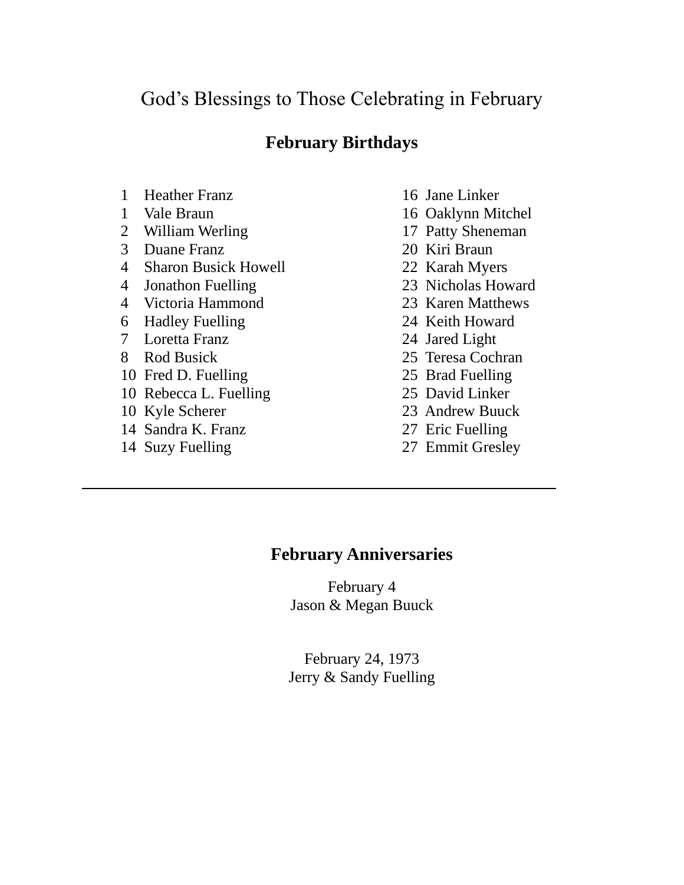# God's Blessings to Those Celebrating in February

## February Birthdays

1 Heather Franz
1 Vale Braun
2 William Werling
3 Duane Franz
4 Sharon Busick Howell
4 Jonathon Fuelling
4 Victoria Hammond
6 Hadley Fuelling
7 Loretta Franz
8 Rod Busick
10 Fred D. Fuelling
10 Rebecca L. Fuelling
10 Kyle Scherer
14 Sandra K. Franz
14 Suzy Fuelling
16 Jane Linker
16 Oaklynn Mitchel
17 Patty Sheneman
20 Kiri Braun
22 Karah Myers
23 Nicholas Howard
23 Karen Matthews
24 Keith Howard
24 Jared Light
25 Teresa Cochran
25 Brad Fuelling
25 David Linker
23 Andrew Buuck
27 Eric Fuelling
27 Emmit Gresley

---

## February Anniversaries

February 4
Jason & Megan Buuck

February 24, 1973
Jerry & Sandy Fuelling